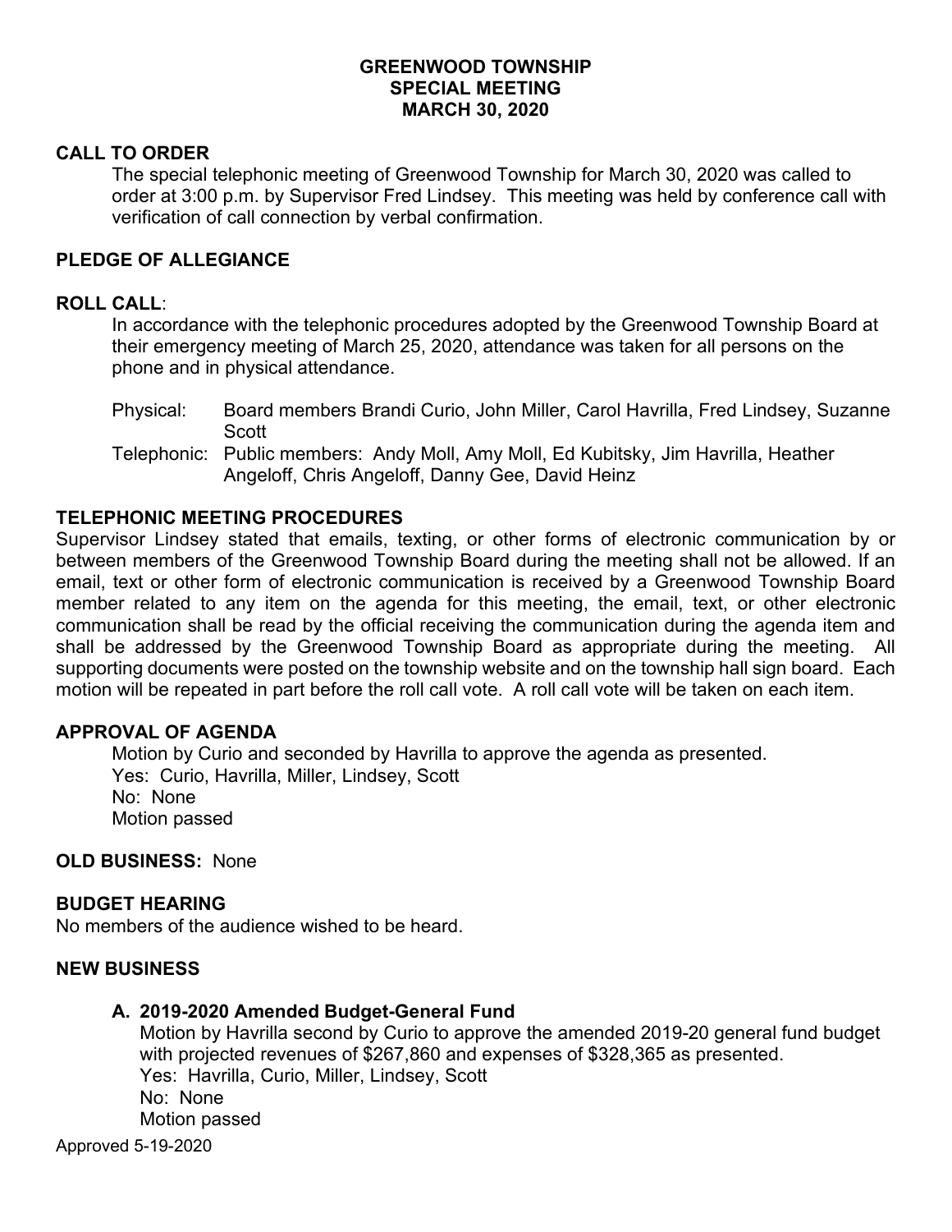# GREENWOOD TOWNSHIP
## SPECIAL MEETING
## MARCH 30, 2020

### CALL TO ORDER

The special telephonic meeting of Greenwood Township for March 30, 2020 was called to order at 3:00 p.m. by Supervisor Fred Lindsey. This meeting was held by conference call with verification of call connection by verbal confirmation.

### PLEDGE OF ALLEGIANCE

### ROLL CALL:

In accordance with the telephonic procedures adopted by the Greenwood Township Board at their emergency meeting of March 25, 2020, attendance was taken for all persons on the phone and in physical attendance.

Physical: Board members Brandi Curio, John Miller, Carol Havrilla, Fred Lindsey, Suzanne Scott

Telephonic: Public members: Andy Moll, Amy Moll, Ed Kubitsky, Jim Havrilla, Heather Angeloff, Chris Angeloff, Danny Gee, David Heinz

### TELEPHONIC MEETING PROCEDURES

Supervisor Lindsey stated that emails, texting, or other forms of electronic communication by or between members of the Greenwood Township Board during the meeting shall not be allowed. If an email, text or other form of electronic communication is received by a Greenwood Township Board member related to any item on the agenda for this meeting, the email, text, or other electronic communication shall be read by the official receiving the communication during the agenda item and shall be addressed by the Greenwood Township Board as appropriate during the meeting. All supporting documents were posted on the township website and on the township hall sign board. Each motion will be repeated in part before the roll call vote. A roll call vote will be taken on each item.

### APPROVAL OF AGENDA

Motion by Curio and seconded by Havrilla to approve the agenda as presented.
Yes: Curio, Havrilla, Miller, Lindsey, Scott
No: None
Motion passed

**OLD BUSINESS:** None

### BUDGET HEARING

No members of the audience wished to be heard.

### NEW BUSINESS

**A. 2019-2020 Amended Budget-General Fund**

Motion by Havrilla second by Curio to approve the amended 2019-20 general fund budget with projected revenues of $267,860 and expenses of $328,365 as presented.
Yes: Havrilla, Curio, Miller, Lindsey, Scott
No: None
Motion passed

Approved 5-19-2020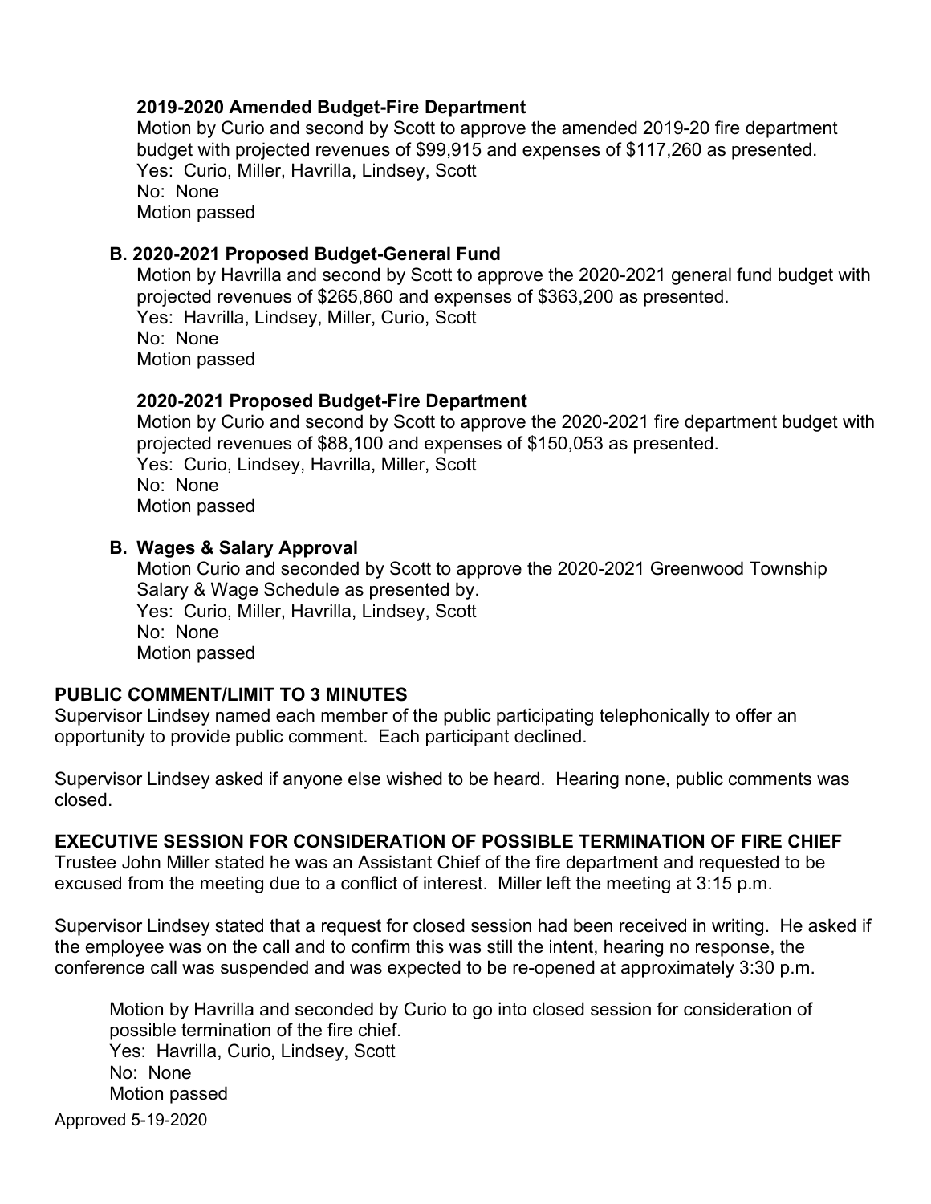**2019-2020 Amended Budget-Fire Department**

Motion by Curio and second by Scott to approve the amended 2019-20 fire department budget with projected revenues of $99,915 and expenses of $117,260 as presented.
Yes: Curio, Miller, Havrilla, Lindsey, Scott
No: None
Motion passed

**B. 2020-2021 Proposed Budget-General Fund**

Motion by Havrilla and second by Scott to approve the 2020-2021 general fund budget with projected revenues of $265,860 and expenses of $363,200 as presented.
Yes: Havrilla, Lindsey, Miller, Curio, Scott
No: None
Motion passed

**2020-2021 Proposed Budget-Fire Department**

Motion by Curio and second by Scott to approve the 2020-2021 fire department budget with projected revenues of $88,100 and expenses of $150,053 as presented.
Yes: Curio, Lindsey, Havrilla, Miller, Scott
No: None
Motion passed

**B. Wages & Salary Approval**

Motion Curio and seconded by Scott to approve the 2020-2021 Greenwood Township Salary & Wage Schedule as presented by.
Yes: Curio, Miller, Havrilla, Lindsey, Scott
No: None
Motion passed

**PUBLIC COMMENT/LIMIT TO 3 MINUTES**

Supervisor Lindsey named each member of the public participating telephonically to offer an opportunity to provide public comment. Each participant declined.

Supervisor Lindsey asked if anyone else wished to be heard. Hearing none, public comments was closed.

**EXECUTIVE SESSION FOR CONSIDERATION OF POSSIBLE TERMINATION OF FIRE CHIEF**

Trustee John Miller stated he was an Assistant Chief of the fire department and requested to be excused from the meeting due to a conflict of interest. Miller left the meeting at 3:15 p.m.

Supervisor Lindsey stated that a request for closed session had been received in writing. He asked if the employee was on the call and to confirm this was still the intent, hearing no response, the conference call was suspended and was expected to be re-opened at approximately 3:30 p.m.

Motion by Havrilla and seconded by Curio to go into closed session for consideration of possible termination of the fire chief.
Yes: Havrilla, Curio, Lindsey, Scott
No: None
Motion passed

Approved 5-19-2020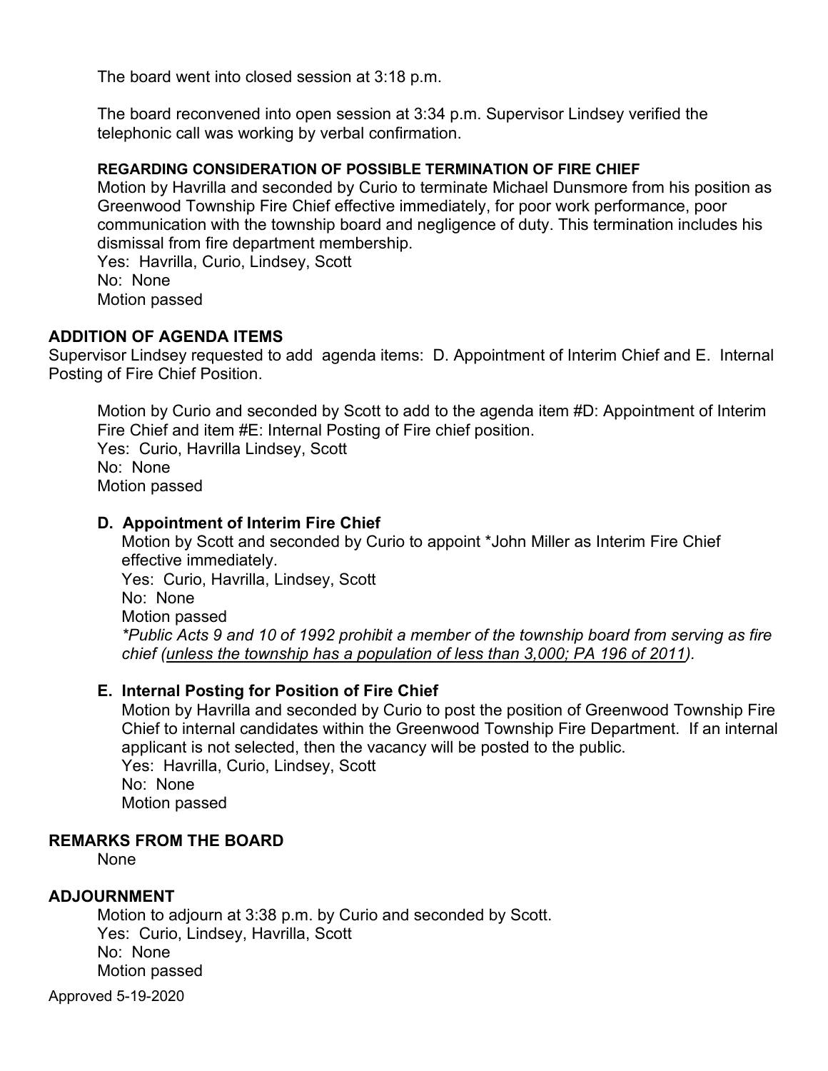The board went into closed session at 3:18 p.m.

The board reconvened into open session at 3:34 p.m. Supervisor Lindsey verified the telephonic call was working by verbal confirmation.

**REGARDING CONSIDERATION OF POSSIBLE TERMINATION OF FIRE CHIEF**

Motion by Havrilla and seconded by Curio to terminate Michael Dunsmore from his position as Greenwood Township Fire Chief effective immediately, for poor work performance, poor communication with the township board and negligence of duty. This termination includes his dismissal from fire department membership.
Yes: Havrilla, Curio, Lindsey, Scott
No: None
Motion passed

## ADDITION OF AGENDA ITEMS

Supervisor Lindsey requested to add agenda items: D. Appointment of Interim Chief and E. Internal Posting of Fire Chief Position.

Motion by Curio and seconded by Scott to add to the agenda item #D: Appointment of Interim Fire Chief and item #E: Internal Posting of Fire chief position.
Yes: Curio, Havrilla Lindsey, Scott
No: None
Motion passed

### D. Appointment of Interim Fire Chief

Motion by Scott and seconded by Curio to appoint *John Miller as Interim Fire Chief effective immediately.
Yes: Curio, Havrilla, Lindsey, Scott
No: None
Motion passed
*\*Public Acts 9 and 10 of 1992 prohibit a member of the township board from serving as fire chief (<u>unless the township has a population of less than 3,000; PA 196 of 2011</u>).*

### E. Internal Posting for Position of Fire Chief

Motion by Havrilla and seconded by Curio to post the position of Greenwood Township Fire Chief to internal candidates within the Greenwood Township Fire Department. If an internal applicant is not selected, then the vacancy will be posted to the public.
Yes: Havrilla, Curio, Lindsey, Scott
No: None
Motion passed

## REMARKS FROM THE BOARD

None

## ADJOURNMENT

Motion to adjourn at 3:38 p.m. by Curio and seconded by Scott.
Yes: Curio, Lindsey, Havrilla, Scott
No: None
Motion passed

Approved 5-19-2020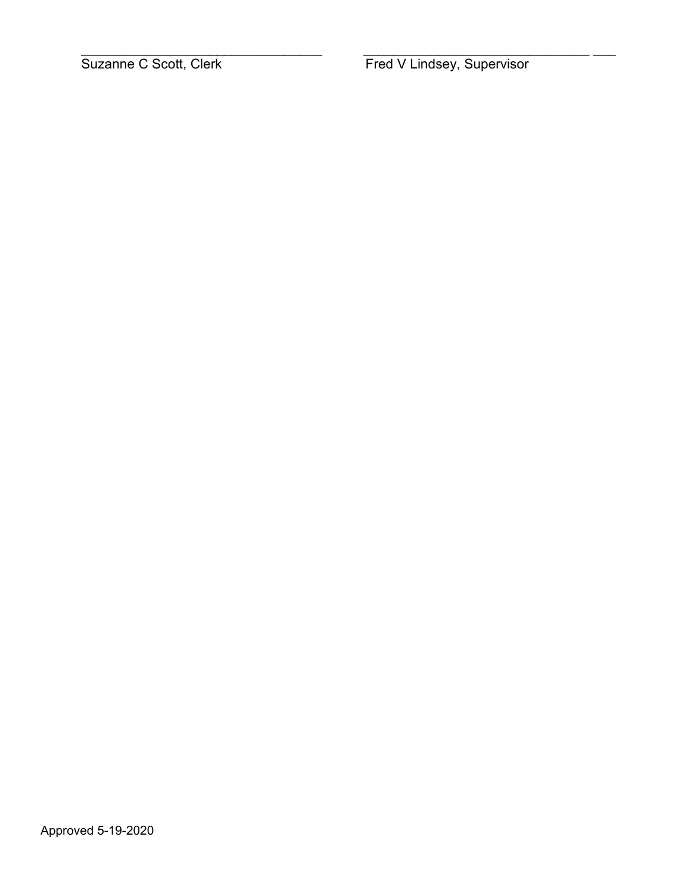\_\_\_\_\_\_\_\_\_\_\_\_\_\_\_\_\_\_\_\_\_\_\_\_\_\_\_\_\_\_\_\_\_\_ \_\_\_\_\_\_\_\_\_\_\_\_\_\_\_\_\_\_\_\_\_\_\_\_\_\_\_\_\_\_\_\_\_\_\_

Suzanne C Scott, Clerk Fred V Lindsey, Supervisor

Approved 5-19-2020